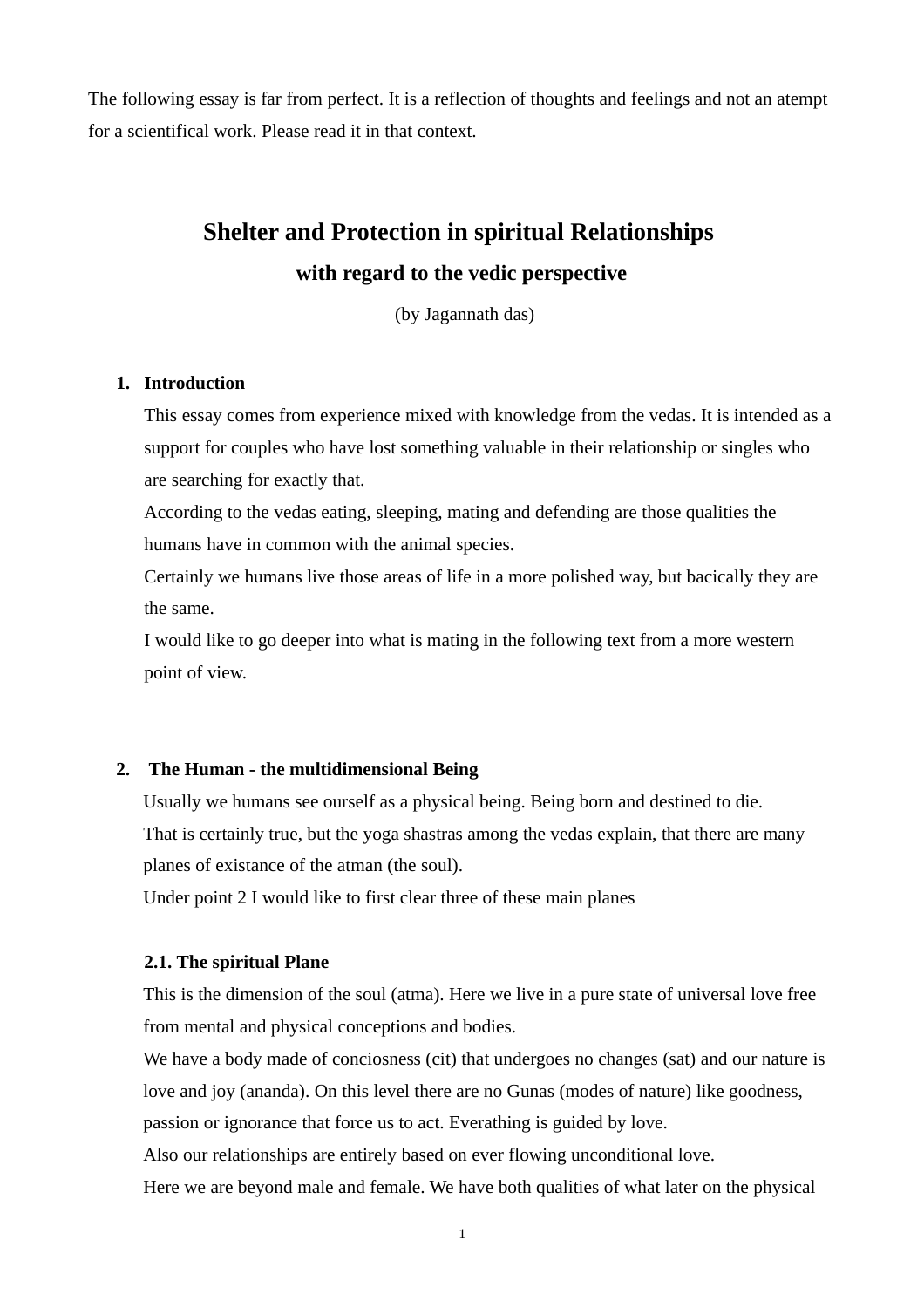The following essay is far from perfect. It is a reflection of thoughts and feelings and not an atempt for a scientifical work. Please read it in that context.

# Shelter and Protection in spiritual Relationships

## with regard to the vedic perspective

(by Jagannath das)

1. **Introduction**

   This essay comes from experience mixed with knowledge from the vedas. It is intended as a support for couples who have lost something valuable in their relationship or singles who are searching for exactly that.
   According to the vedas eating, sleeping, mating and defending are those qualities the humans have in common with the animal species.
   Certainly we humans live those areas of life in a more polished way, but bacically they are the same.
   I would like to go deeper into what is mating in the following text from a more western point of view.

2. **The Human - the multidimensional Being**

   Usually we humans see ourself as a physical being. Being born and destined to die.
   That is certainly true, but the yoga shastras among the vedas explain, that there are many planes of existance of the atman (the soul).
   Under point 2 I would like to first clear three of these main planes

   **2.1. The spiritual Plane**

   This is the dimension of the soul (atma). Here we live in a pure state of universal love free from mental and physical conceptions and bodies.
   We have a body made of conciosness (cit) that undergoes no changes (sat) and our nature is love and joy (ananda). On this level there are no Gunas (modes of nature) like goodness, passion or ignorance that force us to act. Everathing is guided by love.
   Also our relationships are entirely based on ever flowing unconditional love.
   Here we are beyond male and female. We have both qualities of what later on the physical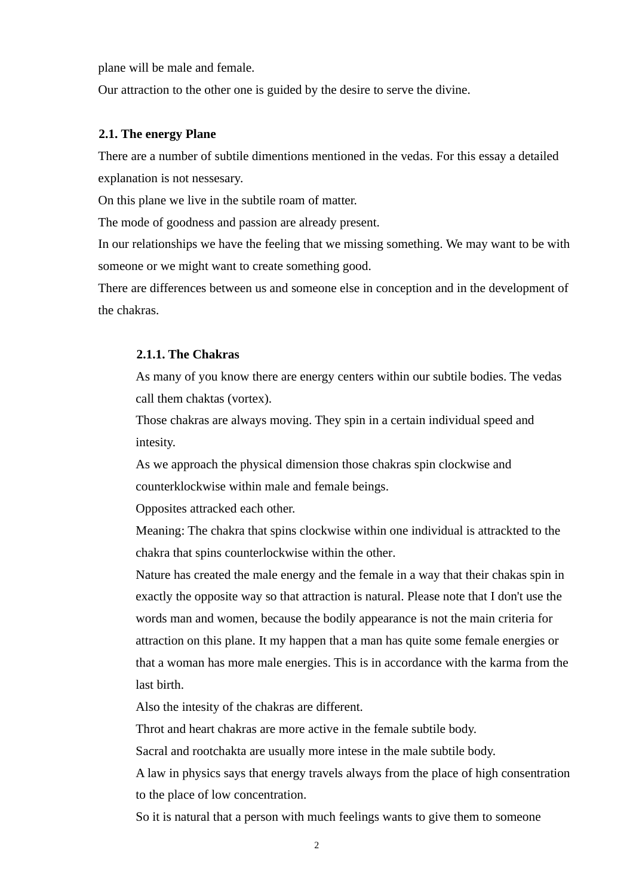plane will be male and female.

Our attraction to the other one is guided by the desire to serve the divine.

## 2.1. The energy Plane

There are a number of subtile dimentions mentioned in the vedas. For this essay a detailed explanation is not nessesary.

On this plane we live in the subtile roam of matter.

The mode of goodness and passion are already present.

In our relationships we have the feeling that we missing something. We may want to be with someone or we might want to create something good.

There are differences between us and someone else in conception and in the development of the chakras.

### 2.1.1. The Chakras

As many of you know there are energy centers within our subtile bodies. The vedas call them chaktas (vortex).

Those chakras are always moving. They spin in a certain individual speed and intesity.

As we approach the physical dimension those chakras spin clockwise and counterklockwise within male and female beings.

Opposites attracked each other.

Meaning: The chakra that spins clockwise within one individual is attrackted to the chakra that spins counterlockwise within the other.

Nature has created the male energy and the female in a way that their chakas spin in exactly the opposite way so that attraction is natural. Please note that I don't use the words man and women, because the bodily appearance is not the main criteria for attraction on this plane. It my happen that a man has quite some female energies or that a woman has more male energies. This is in accordance with the karma from the last birth.

Also the intesity of the chakras are different.

Throt and heart chakras are more active in the female subtile body.

Sacral and rootchakta are usually more intese in the male subtile body.

A law in physics says that energy travels always from the place of high consentration to the place of low concentration.

So it is natural that a person with much feelings wants to give them to someone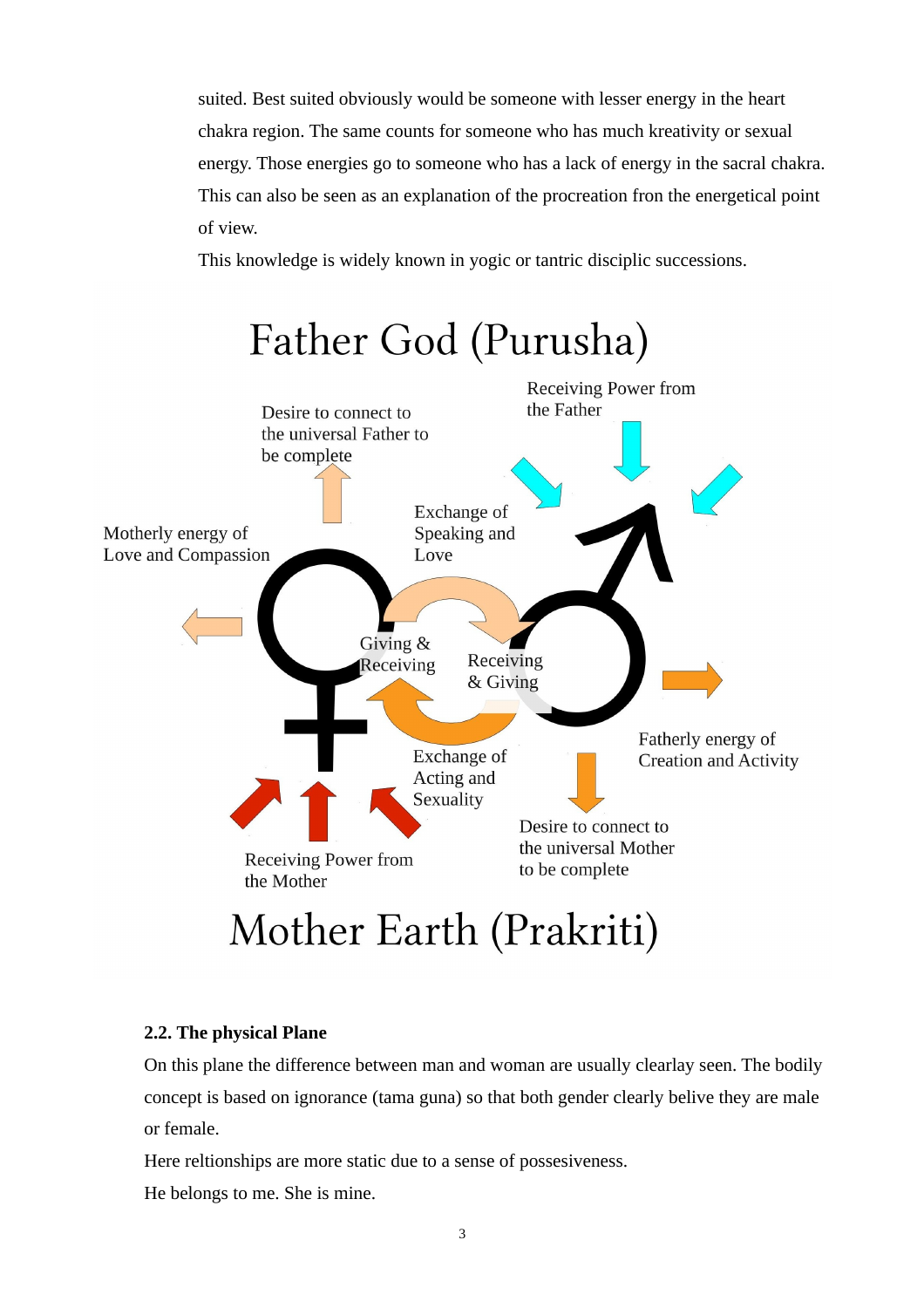suited. Best suited obviously would be someone with lesser energy in the heart chakra region. The same counts for someone who has much kreativity or sexual energy. Those energies go to someone who has a lack of energy in the sacral chakra. This can also be seen as an explanation of the procreation fron the energetical point of view.

This knowledge is widely known in yogic or tantric disciplic successions.

Father God (Purusha)

Desire to connect to the universal Father to be complete

Receiving Power from the Father

Motherly energy of Love and Compassion

Exchange of Speaking and Love

Giving & Receiving

Receiving & Giving

Fatherly energy of Creation and Activity

Exchange of Acting and Sexuality

Desire to connect to the universal Mother to be complete

Receiving Power from the Mother

Mother Earth (Prakriti)

**2.2. The physical Plane**

On this plane the difference between man and woman are usually clearlay seen. The bodily concept is based on ignorance (tama guna) so that both gender clearly belive they are male or female.

Here reltionships are more static due to a sense of possesiveness.

He belongs to me. She is mine.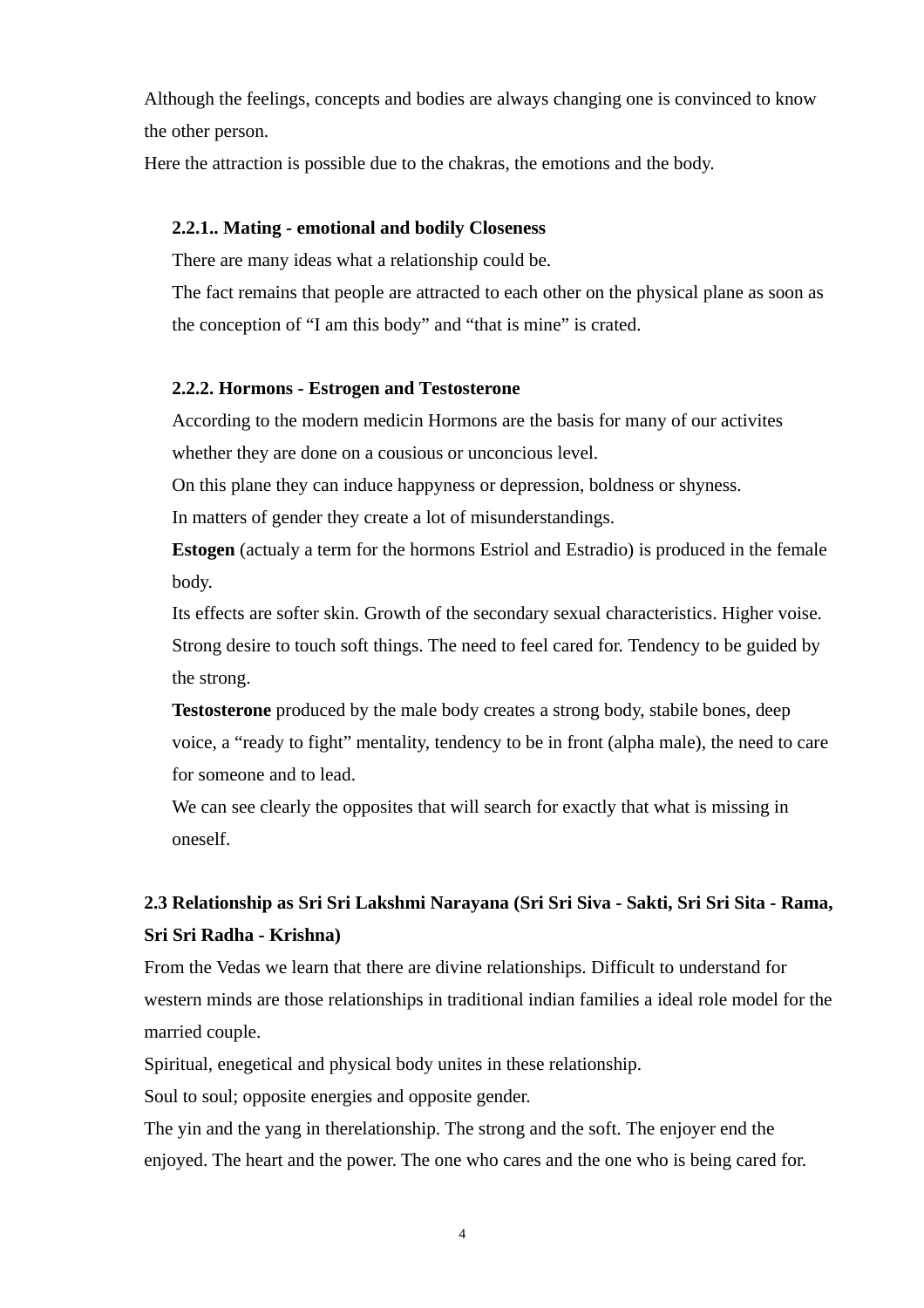Although the feelings, concepts and bodies are always changing one is convinced to know the other person.
Here the attraction is possible due to the chakras, the emotions and the body.

### 2.2.1.. Mating - emotional and bodily Closeness

There are many ideas what a relationship could be.
The fact remains that people are attracted to each other on the physical plane as soon as the conception of “I am this body” and “that is mine” is crated.

### 2.2.2. Hormons - Estrogen and Testosterone

According to the modern medicin Hormons are the basis for many of our activites whether they are done on a cousious or unconcious level.
On this plane they can induce happyness or depression, boldness or shyness.
In matters of gender they create a lot of misunderstandings.
**Estogen** (actualy a term for the hormons Estriol and Estradio) is produced in the female body.
Its effects are softer skin. Growth of the secondary sexual characteristics. Higher voise. Strong desire to touch soft things. The need to feel cared for. Tendency to be guided by the strong.
**Testosterone** produced by the male body creates a strong body, stabile bones, deep voice, a “ready to fight” mentality, tendency to be in front (alpha male), the need to care for someone and to lead.
We can see clearly the opposites that will search for exactly that what is missing in oneself.

## 2.3 Relationship as Sri Sri Lakshmi Narayana (Sri Sri Siva - Sakti, Sri Sri Sita - Rama, Sri Sri Radha - Krishna)

From the Vedas we learn that there are divine relationships. Difficult to understand for western minds are those relationships in traditional indian families a ideal role model for the married couple.
Spiritual, enegetical and physical body unites in these relationship.
Soul to soul; opposite energies and opposite gender.
The yin and the yang in therelationship. The strong and the soft. The enjoyer end the enjoyed. The heart and the power. The one who cares and the one who is being cared for.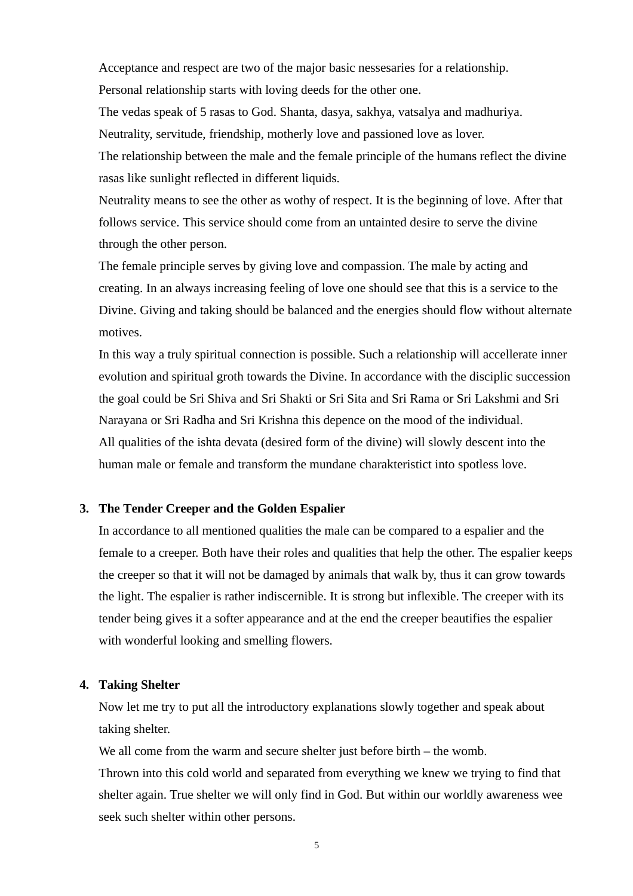Acceptance and respect are two of the major basic nessesaries for a relationship.

Personal relationship starts with loving deeds for the other one.

The vedas speak of 5 rasas to God. Shanta, dasya, sakhya, vatsalya and madhuriya.

Neutrality, servitude, friendship, motherly love and passioned love as lover.

The relationship between the male and the female principle of the humans reflect the divine rasas like sunlight reflected in different liquids.

Neutrality means to see the other as wothy of respect. It is the beginning of love. After that follows service. This service should come from an untainted desire to serve the divine through the other person.

The female principle serves by giving love and compassion. The male by acting and creating. In an always increasing feeling of love one should see that this is a service to the Divine. Giving and taking should be balanced and the energies should flow without alternate motives.

In this way a truly spiritual connection is possible. Such a relationship will accellerate inner evolution and spiritual groth towards the Divine. In accordance with the disciplic succession the goal could be Sri Shiva and Sri Shakti or Sri Sita and Sri Rama or Sri Lakshmi and Sri Narayana or Sri Radha and Sri Krishna this depence on the mood of the individual.

All qualities of the ishta devata (desired form of the divine) will slowly descent into the human male or female and transform the mundane charakteristict into spotless love.

3. **The Tender Creeper and the Golden Espalier**

   In accordance to all mentioned qualities the male can be compared to a espalier and the female to a creeper. Both have their roles and qualities that help the other. The espalier keeps the creeper so that it will not be damaged by animals that walk by, thus it can grow towards the light. The espalier is rather indiscernible. It is strong but inflexible. The creeper with its tender being gives it a softer appearance and at the end the creeper beautifies the espalier with wonderful looking and smelling flowers.

4. **Taking Shelter**

   Now let me try to put all the introductory explanations slowly together and speak about taking shelter.

   We all come from the warm and secure shelter just before birth – the womb.

   Thrown into this cold world and separated from everything we knew we trying to find that shelter again. True shelter we will only find in God. But within our worldly awareness wee seek such shelter within other persons.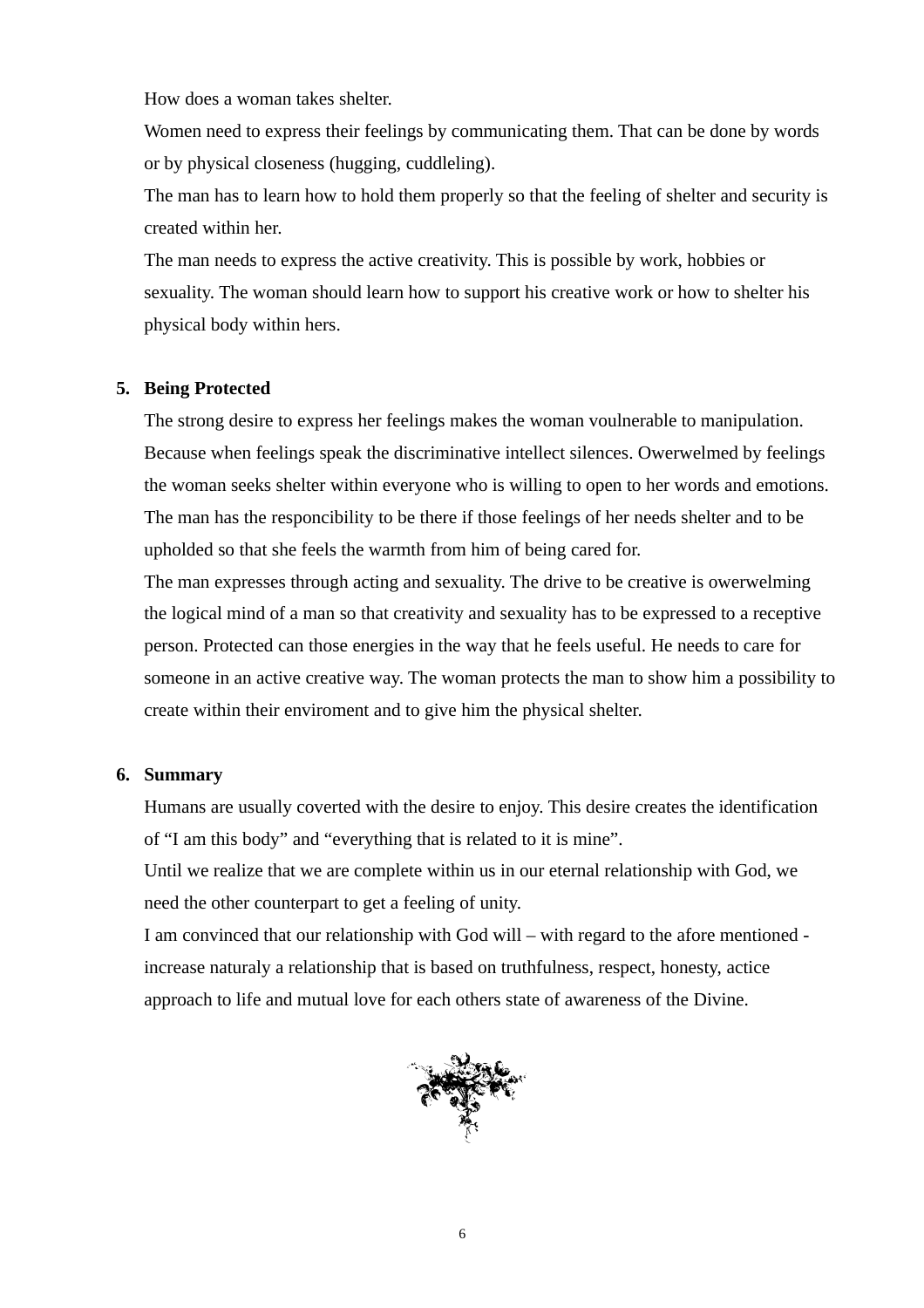How does a woman takes shelter.

Women need to express their feelings by communicating them. That can be done by words or by physical closeness (hugging, cuddleling).

The man has to learn how to hold them properly so that the feeling of shelter and security is created within her.

The man needs to express the active creativity. This is possible by work, hobbies or sexuality. The woman should learn how to support his creative work or how to shelter his physical body within hers.

5. **Being Protected**

The strong desire to express her feelings makes the woman voulnerable to manipulation. Because when feelings speak the discriminative intellect silences. Owerwelmed by feelings the woman seeks shelter within everyone who is willing to open to her words and emotions. The man has the responcibility to be there if those feelings of her needs shelter and to be upholded so that she feels the warmth from him of being cared for.

The man expresses through acting and sexuality. The drive to be creative is owerwelming the logical mind of a man so that creativity and sexuality has to be expressed to a receptive person. Protected can those energies in the way that he feels useful. He needs to care for someone in an active creative way. The woman protects the man to show him a possibility to create within their enviroment and to give him the physical shelter.

6. **Summary**

Humans are usually coverted with the desire to enjoy. This desire creates the identification of “I am this body” and “everything that is related to it is mine”.

Until we realize that we are complete within us in our eternal relationship with God, we need the other counterpart to get a feeling of unity.

I am convinced that our relationship with God will – with regard to the afore mentioned - increase naturaly a relationship that is based on truthfulness, respect, honesty, actice approach to life and mutual love for each others state of awareness of the Divine.